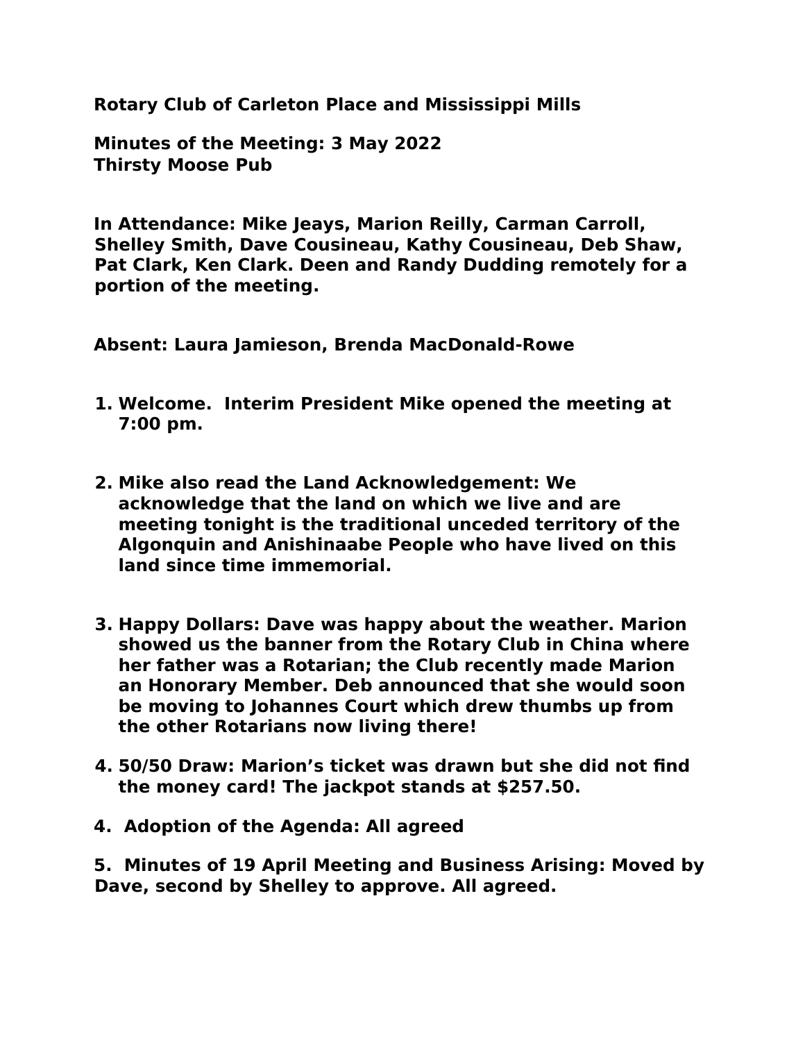**Rotary Club of Carleton Place and Mississippi Mills**

**Minutes of the Meeting: 3 May 2022**
**Thirsty Moose Pub**

**In Attendance: Mike Jeays, Marion Reilly, Carman Carroll, Shelley Smith, Dave Cousineau, Kathy Cousineau, Deb Shaw, Pat Clark, Ken Clark. Deen and Randy Dudding remotely for a portion of the meeting.**

**Absent: Laura Jamieson, Brenda MacDonald-Rowe**

1. **Welcome. Interim President Mike opened the meeting at 7:00 pm.**

2. **Mike also read the Land Acknowledgement: We acknowledge that the land on which we live and are meeting tonight is the traditional unceded territory of the Algonquin and Anishinaabe People who have lived on this land since time immemorial.**

3. **Happy Dollars: Dave was happy about the weather. Marion showed us the banner from the Rotary Club in China where her father was a Rotarian; the Club recently made Marion an Honorary Member. Deb announced that she would soon be moving to Johannes Court which drew thumbs up from the other Rotarians now living there!**

4. **50/50 Draw: Marion's ticket was drawn but she did not find the money card! The jackpot stands at $257.50.**

**4. Adoption of the Agenda: All agreed**

**5. Minutes of 19 April Meeting and Business Arising: Moved by Dave, second by Shelley to approve. All agreed.**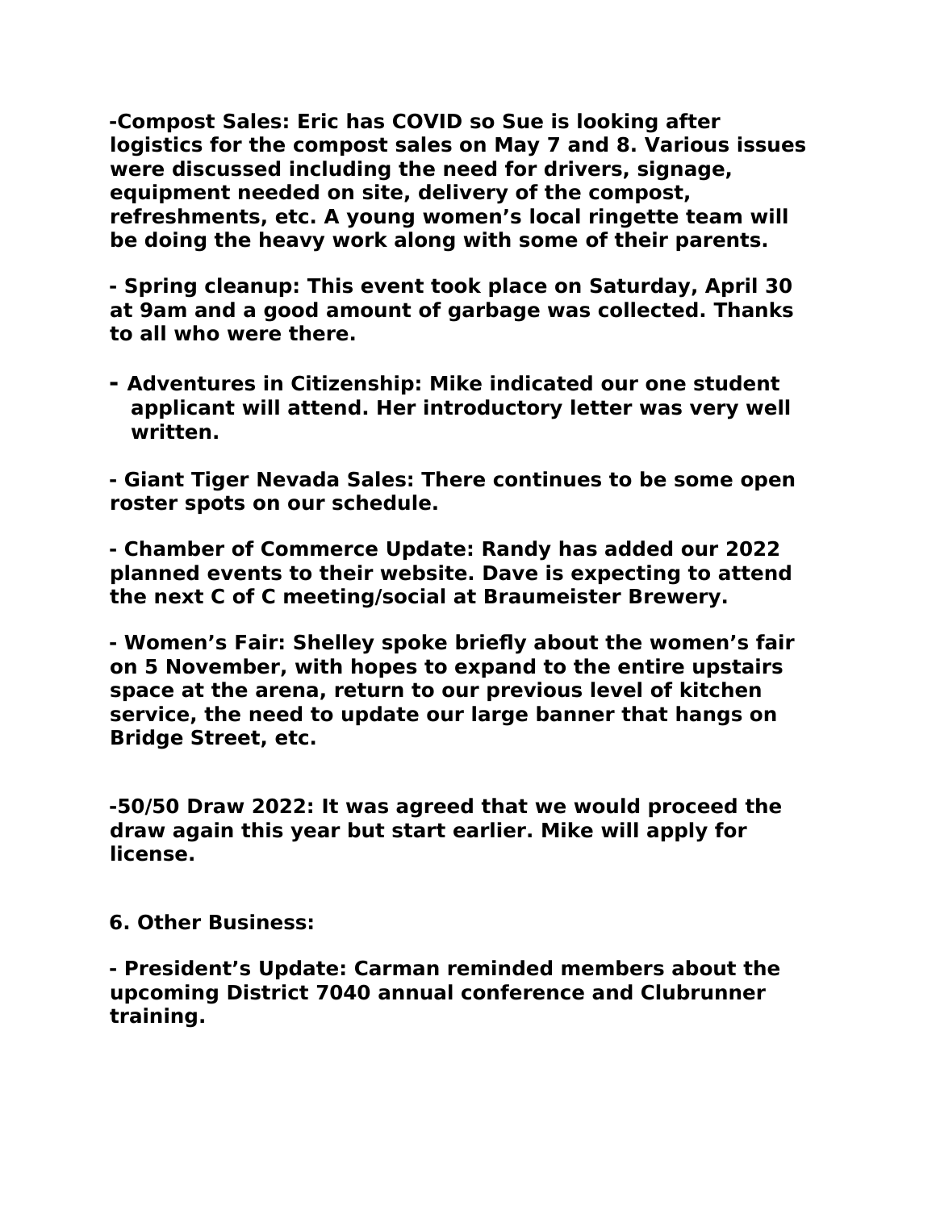**-Compost Sales: Eric has COVID so Sue is looking after logistics for the compost sales on May 7 and 8. Various issues were discussed including the need for drivers, signage, equipment needed on site, delivery of the compost, refreshments, etc. A young women's local ringette team will be doing the heavy work along with some of their parents.**

**- Spring cleanup: This event took place on Saturday, April 30 at 9am and a good amount of garbage was collected. Thanks to all who were there.**

**- Adventures in Citizenship: Mike indicated our one student applicant will attend. Her introductory letter was very well written.**

**- Giant Tiger Nevada Sales: There continues to be some open roster spots on our schedule.**

**- Chamber of Commerce Update: Randy has added our 2022 planned events to their website. Dave is expecting to attend the next C of C meeting/social at Braumeister Brewery.**

**- Women's Fair: Shelley spoke briefly about the women's fair on 5 November, with hopes to expand to the entire upstairs space at the arena, return to our previous level of kitchen service, the need to update our large banner that hangs on Bridge Street, etc.**

**-50/50 Draw 2022: It was agreed that we would proceed the draw again this year but start earlier. Mike will apply for license.**

**6. Other Business:**

**- President's Update: Carman reminded members about the upcoming District 7040 annual conference and Clubrunner training.**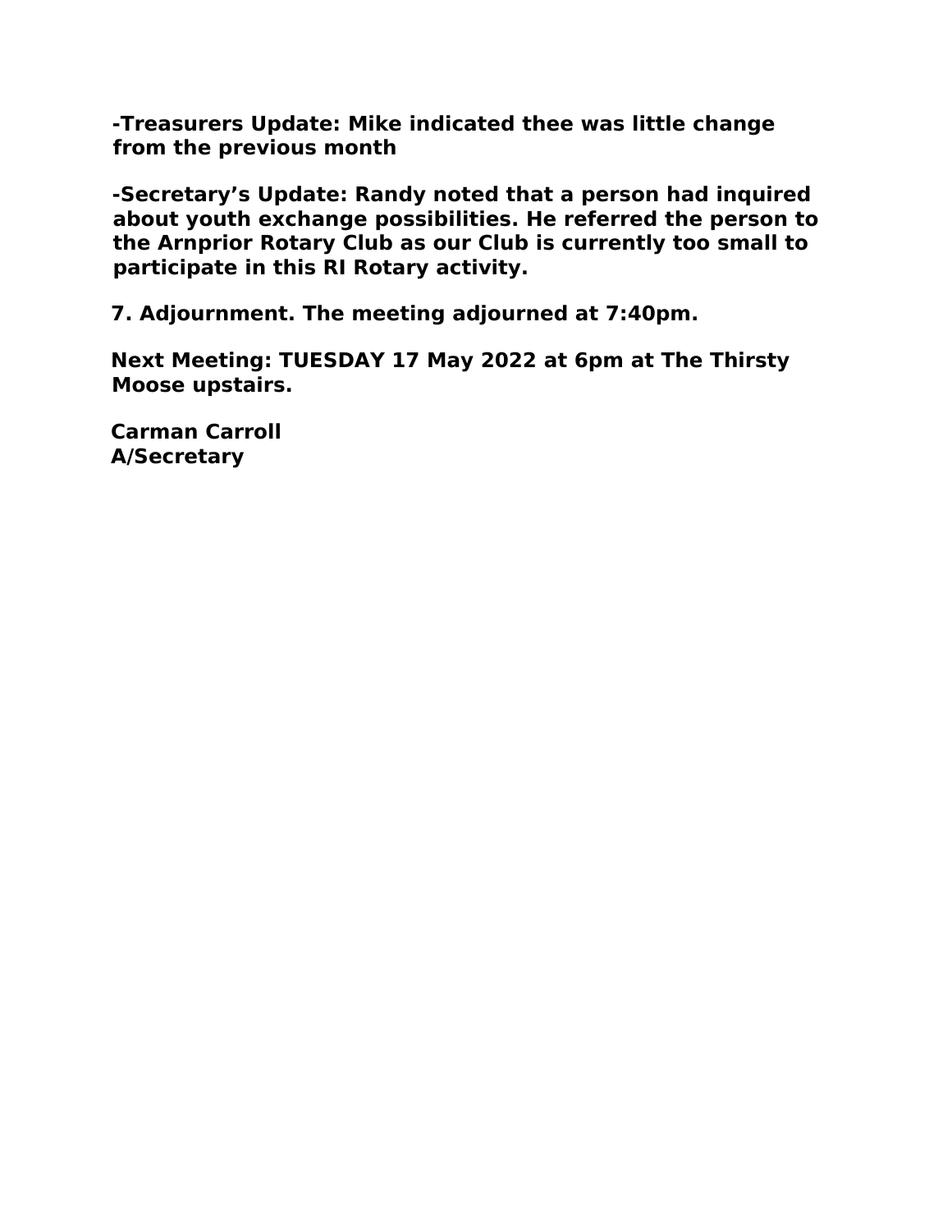**-Treasurers Update: Mike indicated thee was little change from the previous month**

**-Secretary's Update: Randy noted that a person had inquired about youth exchange possibilities. He referred the person to the Arnprior Rotary Club as our Club is currently too small to participate in this RI Rotary activity.**

**7. Adjournment. The meeting adjourned at 7:40pm.**

**Next Meeting: TUESDAY 17 May 2022 at 6pm at The Thirsty Moose upstairs.**

**Carman Carroll**
**A/Secretary**